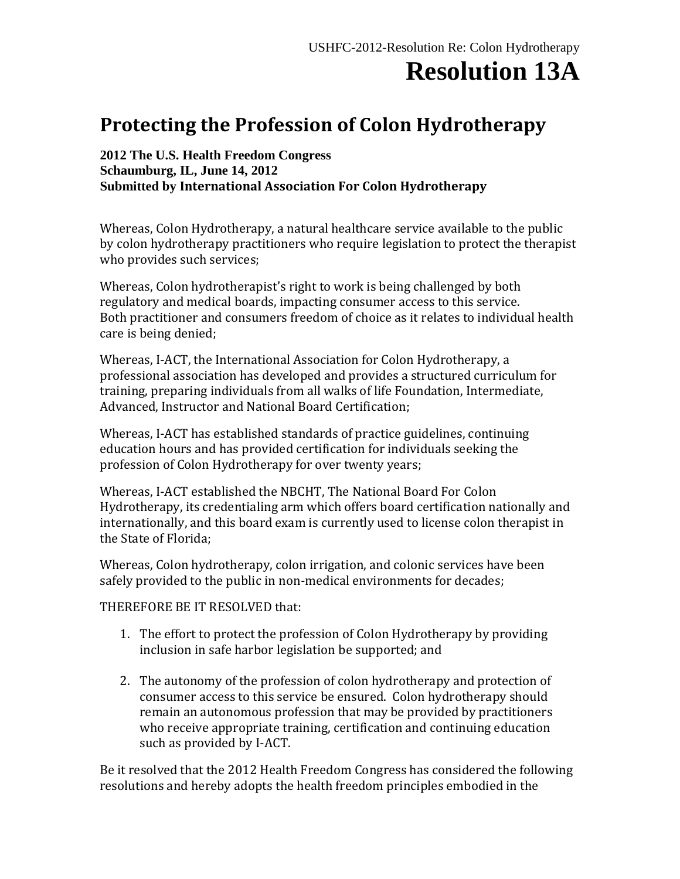USHFC-2012-Resolution Re: Colon Hydrotherapy

# Resolution 13A

## Protecting the Profession of Colon Hydrotherapy

**2012 The U.S. Health Freedom Congress**
**Schaumburg, IL, June 14, 2012**
**Submitted by International Association For Colon Hydrotherapy**

Whereas, Colon Hydrotherapy, a natural healthcare service available to the public by colon hydrotherapy practitioners who require legislation to protect the therapist who provides such services;

Whereas, Colon hydrotherapist's right to work is being challenged by both regulatory and medical boards, impacting consumer access to this service. Both practitioner and consumers freedom of choice as it relates to individual health care is being denied;

Whereas, I-ACT, the International Association for Colon Hydrotherapy, a professional association has developed and provides a structured curriculum for training, preparing individuals from all walks of life Foundation, Intermediate, Advanced, Instructor and National Board Certification;

Whereas, I-ACT has established standards of practice guidelines, continuing education hours and has provided certification for individuals seeking the profession of Colon Hydrotherapy for over twenty years;

Whereas, I-ACT established the NBCHT, The National Board For Colon Hydrotherapy, its credentialing arm which offers board certification nationally and internationally, and this board exam is currently used to license colon therapist in the State of Florida;

Whereas, Colon hydrotherapy, colon irrigation, and colonic services have been safely provided to the public in non-medical environments for decades;

THEREFORE BE IT RESOLVED that:

1. The effort to protect the profession of Colon Hydrotherapy by providing inclusion in safe harbor legislation be supported; and

2. The autonomy of the profession of colon hydrotherapy and protection of consumer access to this service be ensured. Colon hydrotherapy should remain an autonomous profession that may be provided by practitioners who receive appropriate training, certification and continuing education such as provided by I-ACT.

Be it resolved that the 2012 Health Freedom Congress has considered the following resolutions and hereby adopts the health freedom principles embodied in the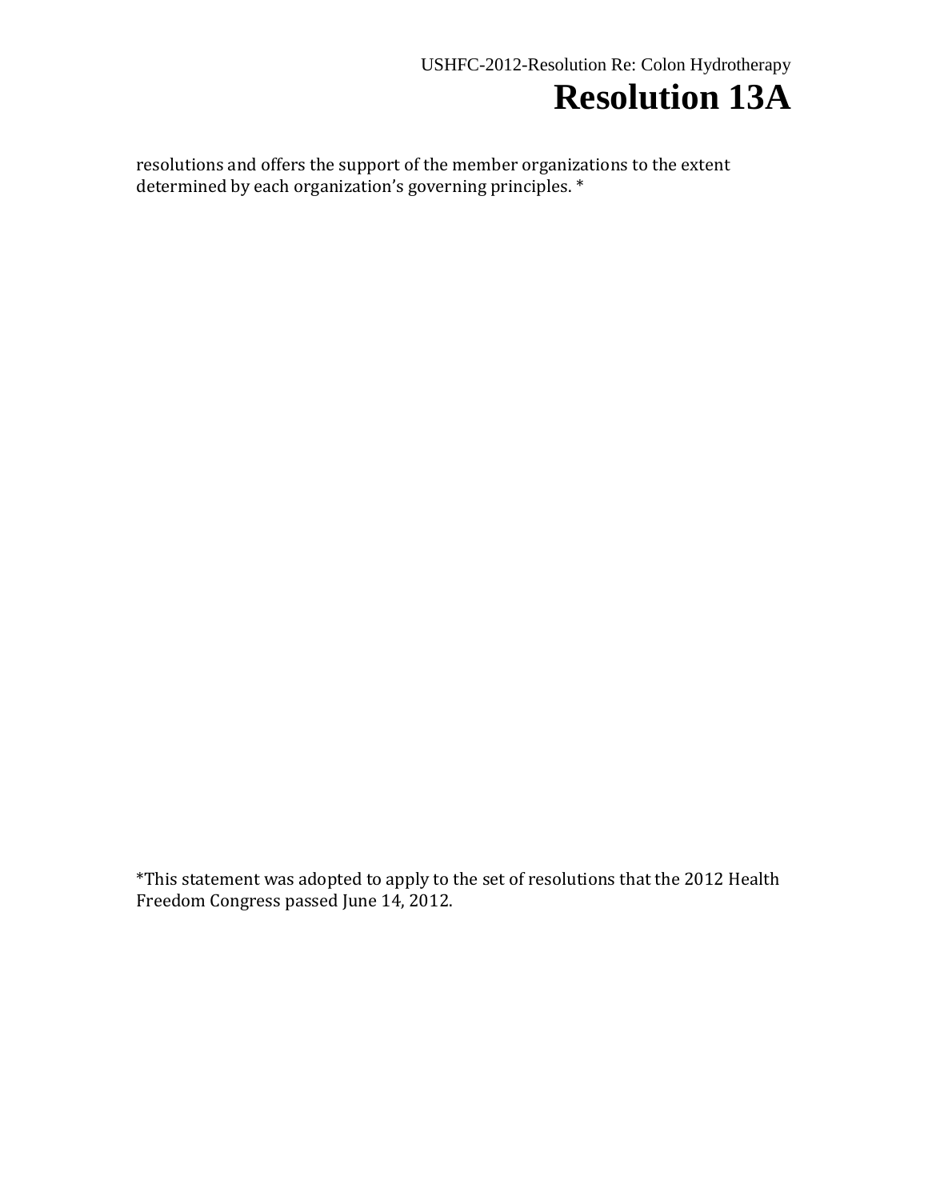resolutions and offers the support of the member organizations to the extent determined by each organization's governing principles. *

*This statement was adopted to apply to the set of resolutions that the 2012 Health Freedom Congress passed June 14, 2012.